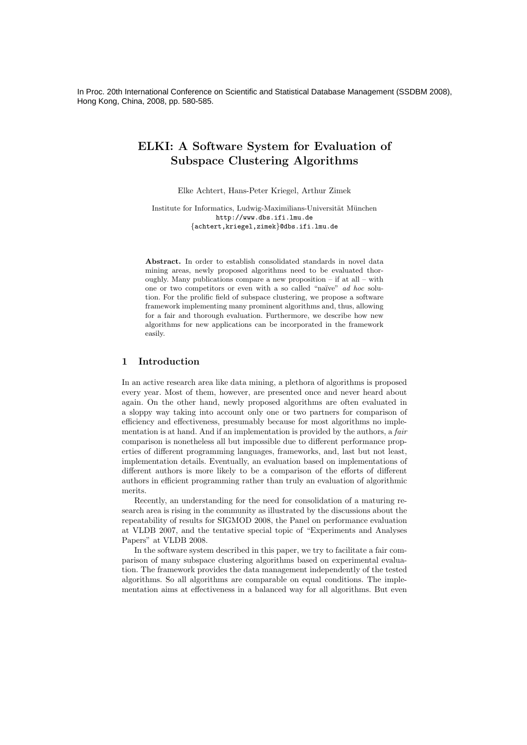In Proc. 20th International Conference on Scientific and Statistical Database Management (SSDBM 2008), Hong Kong, China, 2008, pp. 580-585.

# ELKI: A Software System for Evaluation of Subspace Clustering Algorithms

Elke Achtert, Hans-Peter Kriegel, Arthur Zimek

Institute for Informatics, Ludwig-Maximilians-Universität München
http://www.dbs.ifi.lmu.de
{achtert,kriegel,zimek}@dbs.ifi.lmu.de

**Abstract.** In order to establish consolidated standards in novel data mining areas, newly proposed algorithms need to be evaluated thoroughly. Many publications compare a new proposition – if at all – with one or two competitors or even with a so called "naïve" *ad hoc* solution. For the prolific field of subspace clustering, we propose a software framework implementing many prominent algorithms and, thus, allowing for a fair and thorough evaluation. Furthermore, we describe how new algorithms for new applications can be incorporated in the framework easily.

## 1 Introduction

In an active research area like data mining, a plethora of algorithms is proposed every year. Most of them, however, are presented once and never heard about again. On the other hand, newly proposed algorithms are often evaluated in a sloppy way taking into account only one or two partners for comparison of efficiency and effectiveness, presumably because for most algorithms no implementation is at hand. And if an implementation is provided by the authors, a *fair* comparison is nonetheless all but impossible due to different performance properties of different programming languages, frameworks, and, last but not least, implementation details. Eventually, an evaluation based on implementations of different authors is more likely to be a comparison of the efforts of different authors in efficient programming rather than truly an evaluation of algorithmic merits.

Recently, an understanding for the need for consolidation of a maturing research area is rising in the community as illustrated by the discussions about the repeatability of results for SIGMOD 2008, the Panel on performance evaluation at VLDB 2007, and the tentative special topic of "Experiments and Analyses Papers" at VLDB 2008.

In the software system described in this paper, we try to facilitate a fair comparison of many subspace clustering algorithms based on experimental evaluation. The framework provides the data management independently of the tested algorithms. So all algorithms are comparable on equal conditions. The implementation aims at effectiveness in a balanced way for all algorithms. But even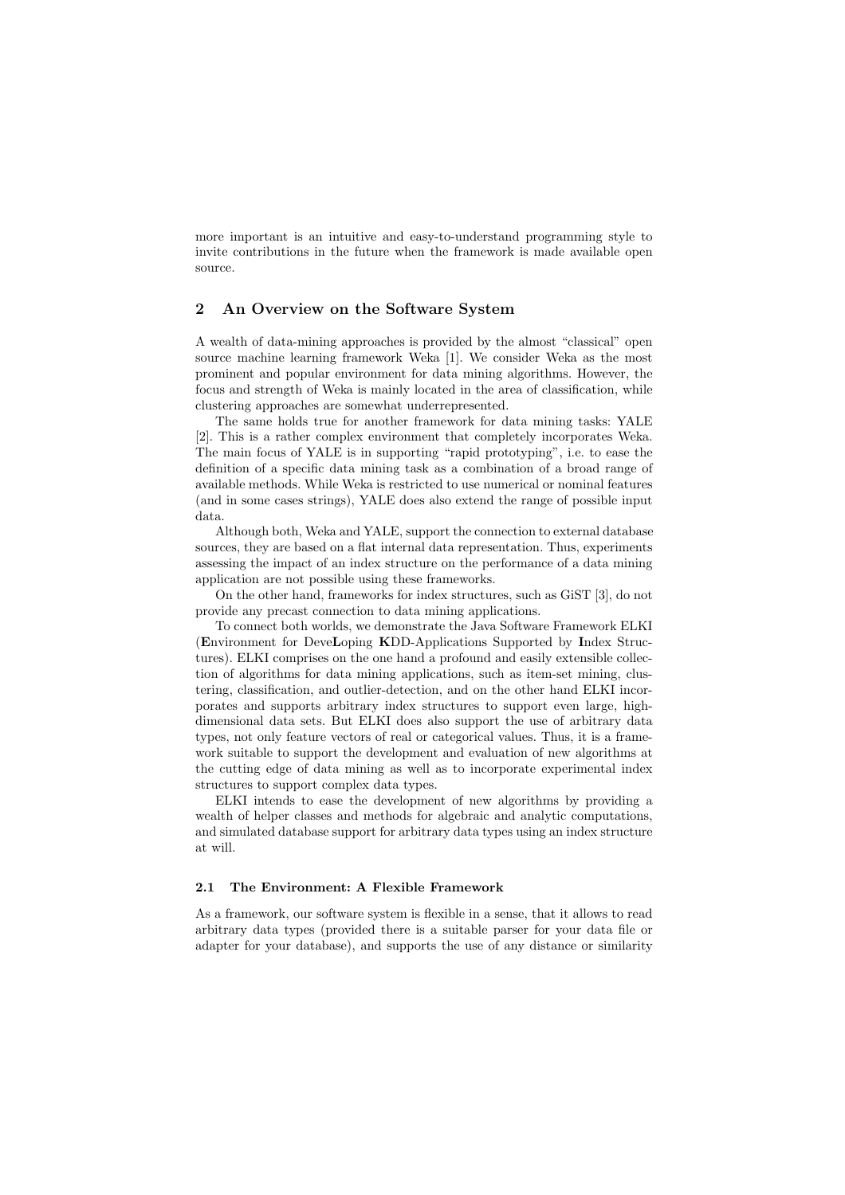more important is an intuitive and easy-to-understand programming style to invite contributions in the future when the framework is made available open source.

## 2 An Overview on the Software System

A wealth of data-mining approaches is provided by the almost "classical" open source machine learning framework Weka [1]. We consider Weka as the most prominent and popular environment for data mining algorithms. However, the focus and strength of Weka is mainly located in the area of classification, while clustering approaches are somewhat underrepresented.

The same holds true for another framework for data mining tasks: YALE [2]. This is a rather complex environment that completely incorporates Weka. The main focus of YALE is in supporting "rapid prototyping", i.e. to ease the definition of a specific data mining task as a combination of a broad range of available methods. While Weka is restricted to use numerical or nominal features (and in some cases strings), YALE does also extend the range of possible input data.

Although both, Weka and YALE, support the connection to external database sources, they are based on a flat internal data representation. Thus, experiments assessing the impact of an index structure on the performance of a data mining application are not possible using these frameworks.

On the other hand, frameworks for index structures, such as GiST [3], do not provide any precast connection to data mining applications.

To connect both worlds, we demonstrate the Java Software Framework ELKI (**E**nvironment for Deve**L**oping **K**DD-Applications Supported by **I**ndex Structures). ELKI comprises on the one hand a profound and easily extensible collection of algorithms for data mining applications, such as item-set mining, clustering, classification, and outlier-detection, and on the other hand ELKI incorporates and supports arbitrary index structures to support even large, high-dimensional data sets. But ELKI does also support the use of arbitrary data types, not only feature vectors of real or categorical values. Thus, it is a framework suitable to support the development and evaluation of new algorithms at the cutting edge of data mining as well as to incorporate experimental index structures to support complex data types.

ELKI intends to ease the development of new algorithms by providing a wealth of helper classes and methods for algebraic and analytic computations, and simulated database support for arbitrary data types using an index structure at will.

### 2.1 The Environment: A Flexible Framework

As a framework, our software system is flexible in a sense, that it allows to read arbitrary data types (provided there is a suitable parser for your data file or adapter for your database), and supports the use of any distance or similarity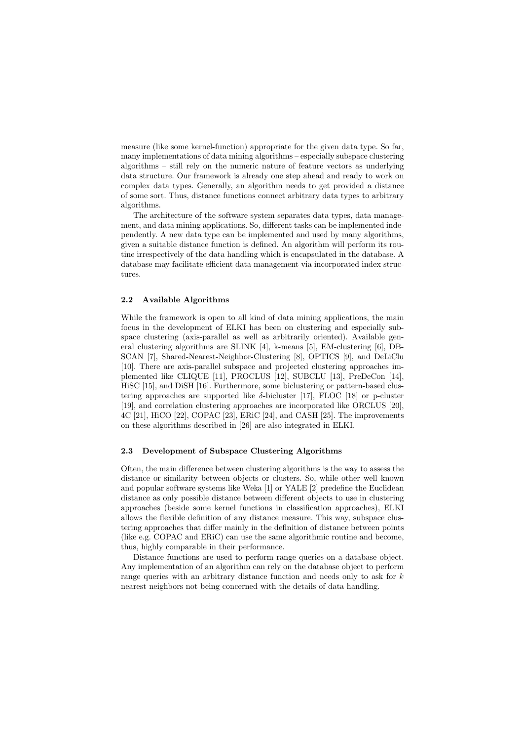measure (like some kernel-function) appropriate for the given data type. So far, many implementations of data mining algorithms – especially subspace clustering algorithms – still rely on the numeric nature of feature vectors as underlying data structure. Our framework is already one step ahead and ready to work on complex data types. Generally, an algorithm needs to get provided a distance of some sort. Thus, distance functions connect arbitrary data types to arbitrary algorithms.

The architecture of the software system separates data types, data management, and data mining applications. So, different tasks can be implemented independently. A new data type can be implemented and used by many algorithms, given a suitable distance function is defined. An algorithm will perform its routine irrespectively of the data handling which is encapsulated in the database. A database may facilitate efficient data management via incorporated index structures.

### 2.2 Available Algorithms

While the framework is open to all kind of data mining applications, the main focus in the development of ELKI has been on clustering and especially subspace clustering (axis-parallel as well as arbitrarily oriented). Available general clustering algorithms are SLINK [4], k-means [5], EM-clustering [6], DBSCAN [7], Shared-Nearest-Neighbor-Clustering [8], OPTICS [9], and DeLiClu [10]. There are axis-parallel subspace and projected clustering approaches implemented like CLIQUE [11], PROCLUS [12], SUBCLU [13], PreDeCon [14], HiSC [15], and DiSH [16]. Furthermore, some biclustering or pattern-based clustering approaches are supported like $\delta$-bicluster [17], FLOC [18] or p-cluster [19], and correlation clustering approaches are incorporated like ORCLUS [20], 4C [21], HiCO [22], COPAC [23], ERiC [24], and CASH [25]. The improvements on these algorithms described in [26] are also integrated in ELKI.

### 2.3 Development of Subspace Clustering Algorithms

Often, the main difference between clustering algorithms is the way to assess the distance or similarity between objects or clusters. So, while other well known and popular software systems like Weka [1] or YALE [2] predefine the Euclidean distance as only possible distance between different objects to use in clustering approaches (beside some kernel functions in classification approaches), ELKI allows the flexible definition of any distance measure. This way, subspace clustering approaches that differ mainly in the definition of distance between points (like e.g. COPAC and ERiC) can use the same algorithmic routine and become, thus, highly comparable in their performance.

Distance functions are used to perform range queries on a database object. Any implementation of an algorithm can rely on the database object to perform range queries with an arbitrary distance function and needs only to ask for $k$ nearest neighbors not being concerned with the details of data handling.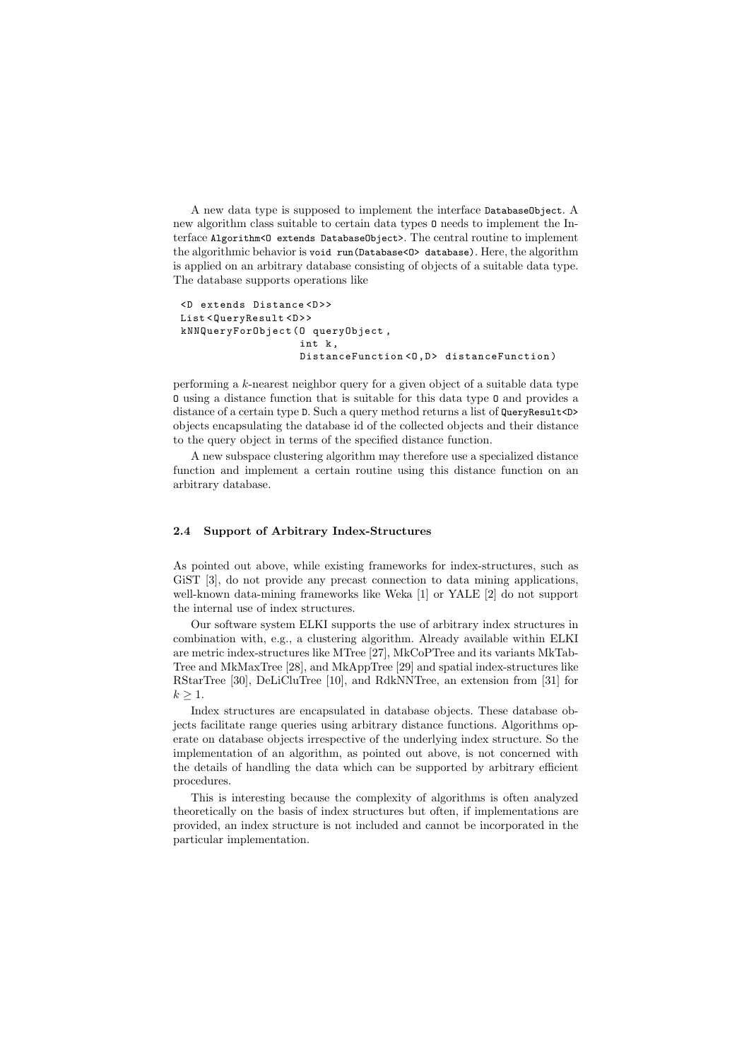A new data type is supposed to implement the interface `DatabaseObject`. A new algorithm class suitable to certain data types `O` needs to implement the Interface `Algorithm<O extends DatabaseObject>`. The central routine to implement the algorithmic behavior is `void run(Database<O> database)`. Here, the algorithm is applied on an arbitrary database consisting of objects of a suitable data type. The database supports operations like

```
<D extends Distance<D>>
List<QueryResult<D>>
kNNQueryForObject(O queryObject,
                  int k,
                  DistanceFunction<O,D> distanceFunction)
```

performing a $k$-nearest neighbor query for a given object of a suitable data type `O` using a distance function that is suitable for this data type `O` and provides a distance of a certain type `D`. Such a query method returns a list of `QueryResult<D>` objects encapsulating the database id of the collected objects and their distance to the query object in terms of the specified distance function.

A new subspace clustering algorithm may therefore use a specialized distance function and implement a certain routine using this distance function on an arbitrary database.

### 2.4 Support of Arbitrary Index-Structures

As pointed out above, while existing frameworks for index-structures, such as GiST [3], do not provide any precast connection to data mining applications, well-known data-mining frameworks like Weka [1] or YALE [2] do not support the internal use of index structures.

Our software system ELKI supports the use of arbitrary index structures in combination with, e.g., a clustering algorithm. Already available within ELKI are metric index-structures like MTree [27], MkCoPTree and its variants MkTabTree and MkMaxTree [28], and MkAppTree [29] and spatial index-structures like RStarTree [30], DeLiCluTree [10], and RdkNNTree, an extension from [31] for $k \geq 1$.

Index structures are encapsulated in database objects. These database objects facilitate range queries using arbitrary distance functions. Algorithms operate on database objects irrespective of the underlying index structure. So the implementation of an algorithm, as pointed out above, is not concerned with the details of handling the data which can be supported by arbitrary efficient procedures.

This is interesting because the complexity of algorithms is often analyzed theoretically on the basis of index structures but often, if implementations are provided, an index structure is not included and cannot be incorporated in the particular implementation.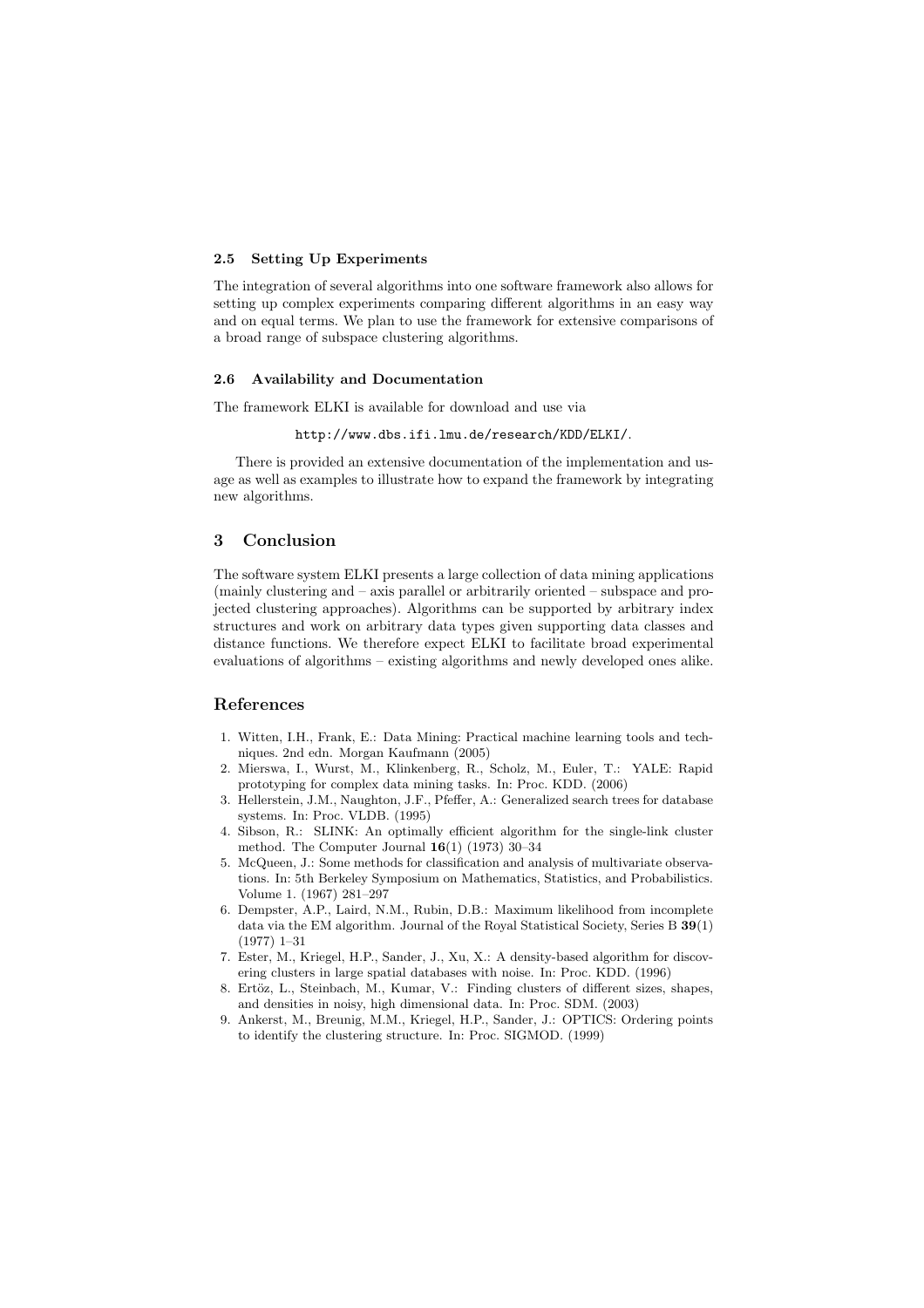### 2.5 Setting Up Experiments

The integration of several algorithms into one software framework also allows for setting up complex experiments comparing different algorithms in an easy way and on equal terms. We plan to use the framework for extensive comparisons of a broad range of subspace clustering algorithms.

### 2.6 Availability and Documentation

The framework ELKI is available for download and use via

`http://www.dbs.ifi.lmu.de/research/KDD/ELKI/`.

There is provided an extensive documentation of the implementation and usage as well as examples to illustrate how to expand the framework by integrating new algorithms.

## 3 Conclusion

The software system ELKI presents a large collection of data mining applications (mainly clustering and – axis parallel or arbitrarily oriented – subspace and projected clustering approaches). Algorithms can be supported by arbitrary index structures and work on arbitrary data types given supporting data classes and distance functions. We therefore expect ELKI to facilitate broad experimental evaluations of algorithms – existing algorithms and newly developed ones alike.

## References

1. Witten, I.H., Frank, E.: Data Mining: Practical machine learning tools and techniques. 2nd edn. Morgan Kaufmann (2005)
2. Mierswa, I., Wurst, M., Klinkenberg, R., Scholz, M., Euler, T.: YALE: Rapid prototyping for complex data mining tasks. In: Proc. KDD. (2006)
3. Hellerstein, J.M., Naughton, J.F., Pfeffer, A.: Generalized search trees for database systems. In: Proc. VLDB. (1995)
4. Sibson, R.: SLINK: An optimally efficient algorithm for the single-link cluster method. The Computer Journal **16**(1) (1973) 30–34
5. McQueen, J.: Some methods for classification and analysis of multivariate observations. In: 5th Berkeley Symposium on Mathematics, Statistics, and Probabilistics. Volume 1. (1967) 281–297
6. Dempster, A.P., Laird, N.M., Rubin, D.B.: Maximum likelihood from incomplete data via the EM algorithm. Journal of the Royal Statistical Society, Series B **39**(1) (1977) 1–31
7. Ester, M., Kriegel, H.P., Sander, J., Xu, X.: A density-based algorithm for discovering clusters in large spatial databases with noise. In: Proc. KDD. (1996)
8. Ertöz, L., Steinbach, M., Kumar, V.: Finding clusters of different sizes, shapes, and densities in noisy, high dimensional data. In: Proc. SDM. (2003)
9. Ankerst, M., Breunig, M.M., Kriegel, H.P., Sander, J.: OPTICS: Ordering points to identify the clustering structure. In: Proc. SIGMOD. (1999)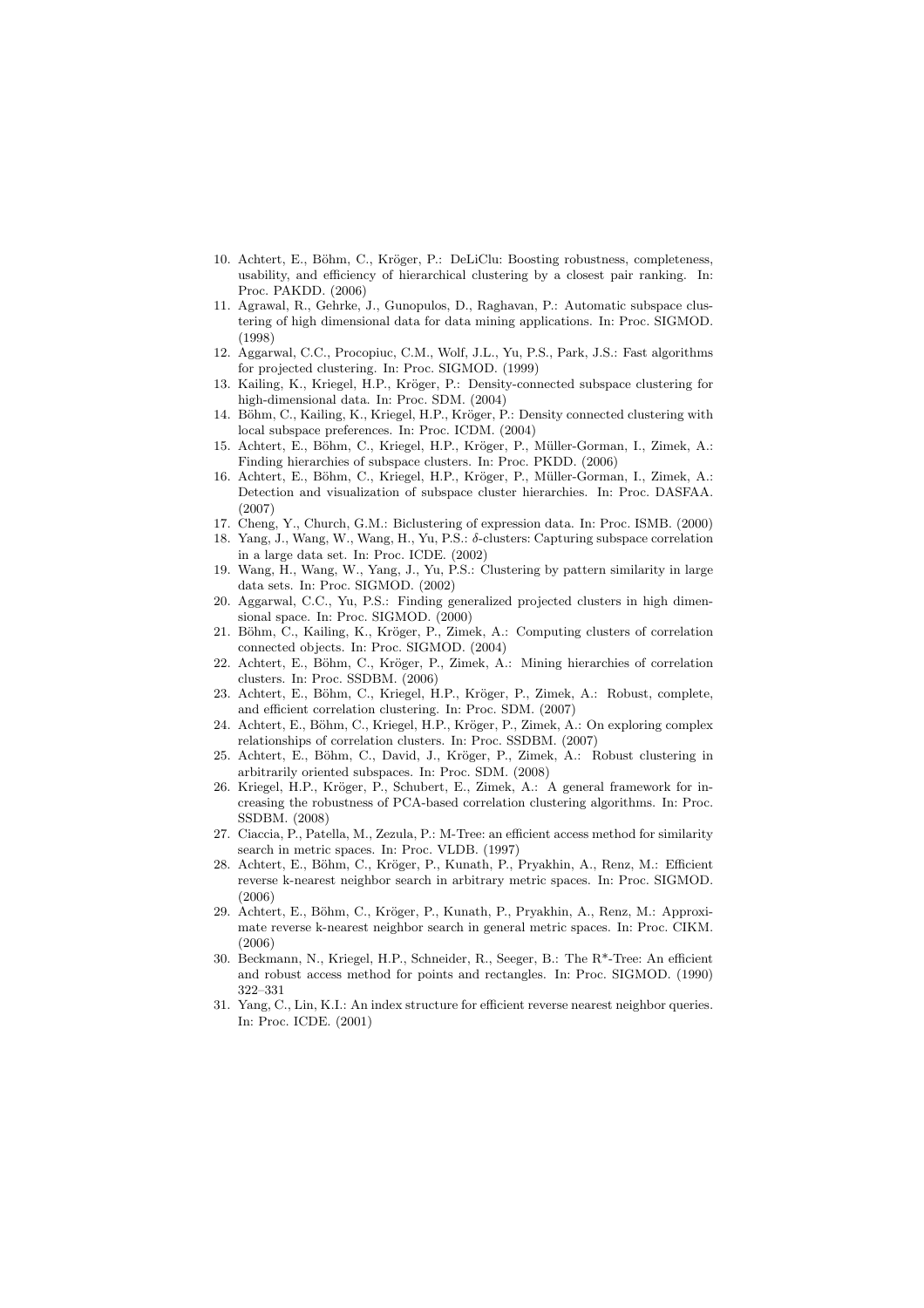10. Achtert, E., Böhm, C., Kröger, P.: DeLiClu: Boosting robustness, completeness, usability, and efficiency of hierarchical clustering by a closest pair ranking. In: Proc. PAKDD. (2006)
11. Agrawal, R., Gehrke, J., Gunopulos, D., Raghavan, P.: Automatic subspace clustering of high dimensional data for data mining applications. In: Proc. SIGMOD. (1998)
12. Aggarwal, C.C., Procopiuc, C.M., Wolf, J.L., Yu, P.S., Park, J.S.: Fast algorithms for projected clustering. In: Proc. SIGMOD. (1999)
13. Kailing, K., Kriegel, H.P., Kröger, P.: Density-connected subspace clustering for high-dimensional data. In: Proc. SDM. (2004)
14. Böhm, C., Kailing, K., Kriegel, H.P., Kröger, P.: Density connected clustering with local subspace preferences. In: Proc. ICDM. (2004)
15. Achtert, E., Böhm, C., Kriegel, H.P., Kröger, P., Müller-Gorman, I., Zimek, A.: Finding hierarchies of subspace clusters. In: Proc. PKDD. (2006)
16. Achtert, E., Böhm, C., Kriegel, H.P., Kröger, P., Müller-Gorman, I., Zimek, A.: Detection and visualization of subspace cluster hierarchies. In: Proc. DASFAA. (2007)
17. Cheng, Y., Church, G.M.: Biclustering of expression data. In: Proc. ISMB. (2000)
18. Yang, J., Wang, W., Wang, H., Yu, P.S.: $\delta$-clusters: Capturing subspace correlation in a large data set. In: Proc. ICDE. (2002)
19. Wang, H., Wang, W., Yang, J., Yu, P.S.: Clustering by pattern similarity in large data sets. In: Proc. SIGMOD. (2002)
20. Aggarwal, C.C., Yu, P.S.: Finding generalized projected clusters in high dimensional space. In: Proc. SIGMOD. (2000)
21. Böhm, C., Kailing, K., Kröger, P., Zimek, A.: Computing clusters of correlation connected objects. In: Proc. SIGMOD. (2004)
22. Achtert, E., Böhm, C., Kröger, P., Zimek, A.: Mining hierarchies of correlation clusters. In: Proc. SSDBM. (2006)
23. Achtert, E., Böhm, C., Kriegel, H.P., Kröger, P., Zimek, A.: Robust, complete, and efficient correlation clustering. In: Proc. SDM. (2007)
24. Achtert, E., Böhm, C., Kriegel, H.P., Kröger, P., Zimek, A.: On exploring complex relationships of correlation clusters. In: Proc. SSDBM. (2007)
25. Achtert, E., Böhm, C., David, J., Kröger, P., Zimek, A.: Robust clustering in arbitrarily oriented subspaces. In: Proc. SDM. (2008)
26. Kriegel, H.P., Kröger, P., Schubert, E., Zimek, A.: A general framework for increasing the robustness of PCA-based correlation clustering algorithms. In: Proc. SSDBM. (2008)
27. Ciaccia, P., Patella, M., Zezula, P.: M-Tree: an efficient access method for similarity search in metric spaces. In: Proc. VLDB. (1997)
28. Achtert, E., Böhm, C., Kröger, P., Kunath, P., Pryakhin, A., Renz, M.: Efficient reverse k-nearest neighbor search in arbitrary metric spaces. In: Proc. SIGMOD. (2006)
29. Achtert, E., Böhm, C., Kröger, P., Kunath, P., Pryakhin, A., Renz, M.: Approximate reverse k-nearest neighbor search in general metric spaces. In: Proc. CIKM. (2006)
30. Beckmann, N., Kriegel, H.P., Schneider, R., Seeger, B.: The R*-Tree: An efficient and robust access method for points and rectangles. In: Proc. SIGMOD. (1990) 322–331
31. Yang, C., Lin, K.I.: An index structure for efficient reverse nearest neighbor queries. In: Proc. ICDE. (2001)